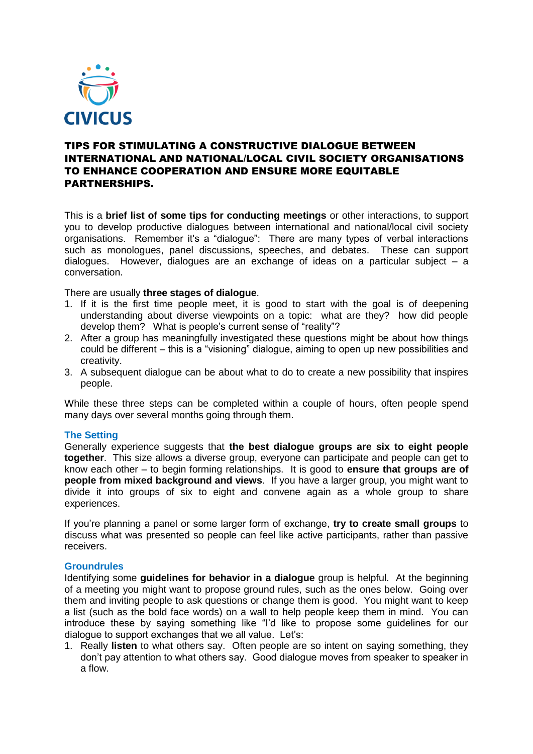CIVICUS

# TIPS FOR STIMULATING A CONSTRUCTIVE DIALOGUE BETWEEN INTERNATIONAL AND NATIONAL/LOCAL CIVIL SOCIETY ORGANISATIONS TO ENHANCE COOPERATION AND ENSURE MORE EQUITABLE PARTNERSHIPS.

This is a **brief list of some tips for conducting meetings** or other interactions, to support you to develop productive dialogues between international and national/local civil society organisations. Remember it's a "dialogue": There are many types of verbal interactions such as monologues, panel discussions, speeches, and debates. These can support dialogues. However, dialogues are an exchange of ideas on a particular subject – a conversation.

There are usually **three stages of dialogue**.

1. If it is the first time people meet, it is good to start with the goal is of deepening understanding about diverse viewpoints on a topic: what are they? how did people develop them? What is people's current sense of "reality"?
2. After a group has meaningfully investigated these questions might be about how things could be different – this is a "visioning" dialogue, aiming to open up new possibilities and creativity.
3. A subsequent dialogue can be about what to do to create a new possibility that inspires people.

While these three steps can be completed within a couple of hours, often people spend many days over several months going through them.

## The Setting

Generally experience suggests that **the best dialogue groups are six to eight people together**. This size allows a diverse group, everyone can participate and people can get to know each other – to begin forming relationships. It is good to **ensure that groups are of people from mixed background and views**. If you have a larger group, you might want to divide it into groups of six to eight and convene again as a whole group to share experiences.

If you're planning a panel or some larger form of exchange, **try to create small groups** to discuss what was presented so people can feel like active participants, rather than passive receivers.

## Groundrules

Identifying some **guidelines for behavior in a dialogue** group is helpful. At the beginning of a meeting you might want to propose ground rules, such as the ones below. Going over them and inviting people to ask questions or change them is good. You might want to keep a list (such as the bold face words) on a wall to help people keep them in mind. You can introduce these by saying something like "I'd like to propose some guidelines for our dialogue to support exchanges that we all value. Let's:

1. Really **listen** to what others say. Often people are so intent on saying something, they don't pay attention to what others say. Good dialogue moves from speaker to speaker in a flow.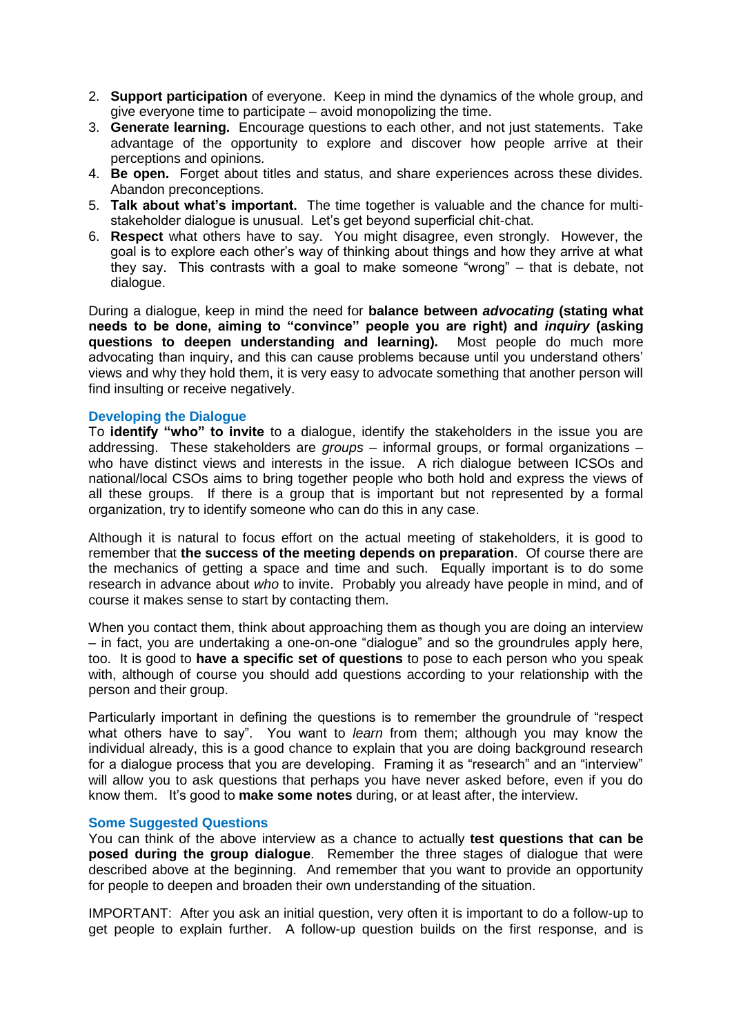2. **Support participation** of everyone. Keep in mind the dynamics of the whole group, and give everyone time to participate – avoid monopolizing the time.
3. **Generate learning.** Encourage questions to each other, and not just statements. Take advantage of the opportunity to explore and discover how people arrive at their perceptions and opinions.
4. **Be open.** Forget about titles and status, and share experiences across these divides. Abandon preconceptions.
5. **Talk about what's important.** The time together is valuable and the chance for multi-stakeholder dialogue is unusual. Let's get beyond superficial chit-chat.
6. **Respect** what others have to say. You might disagree, even strongly. However, the goal is to explore each other's way of thinking about things and how they arrive at what they say. This contrasts with a goal to make someone "wrong" – that is debate, not dialogue.

During a dialogue, keep in mind the need for **balance between *advocating* (stating what needs to be done, aiming to "convince" people you are right) and *inquiry* (asking questions to deepen understanding and learning).** Most people do much more advocating than inquiry, and this can cause problems because until you understand others' views and why they hold them, it is very easy to advocate something that another person will find insulting or receive negatively.

### Developing the Dialogue

To **identify "who" to invite** to a dialogue, identify the stakeholders in the issue you are addressing. These stakeholders are *groups* – informal groups, or formal organizations – who have distinct views and interests in the issue. A rich dialogue between ICSOs and national/local CSOs aims to bring together people who both hold and express the views of all these groups. If there is a group that is important but not represented by a formal organization, try to identify someone who can do this in any case.

Although it is natural to focus effort on the actual meeting of stakeholders, it is good to remember that **the success of the meeting depends on preparation**. Of course there are the mechanics of getting a space and time and such. Equally important is to do some research in advance about *who* to invite. Probably you already have people in mind, and of course it makes sense to start by contacting them.

When you contact them, think about approaching them as though you are doing an interview – in fact, you are undertaking a one-on-one "dialogue" and so the groundrules apply here, too. It is good to **have a specific set of questions** to pose to each person who you speak with, although of course you should add questions according to your relationship with the person and their group.

Particularly important in defining the questions is to remember the groundrule of "respect what others have to say". You want to *learn* from them; although you may know the individual already, this is a good chance to explain that you are doing background research for a dialogue process that you are developing. Framing it as "research" and an "interview" will allow you to ask questions that perhaps you have never asked before, even if you do know them. It's good to **make some notes** during, or at least after, the interview.

### Some Suggested Questions

You can think of the above interview as a chance to actually **test questions that can be posed during the group dialogue**. Remember the three stages of dialogue that were described above at the beginning. And remember that you want to provide an opportunity for people to deepen and broaden their own understanding of the situation.

IMPORTANT: After you ask an initial question, very often it is important to do a follow-up to get people to explain further. A follow-up question builds on the first response, and is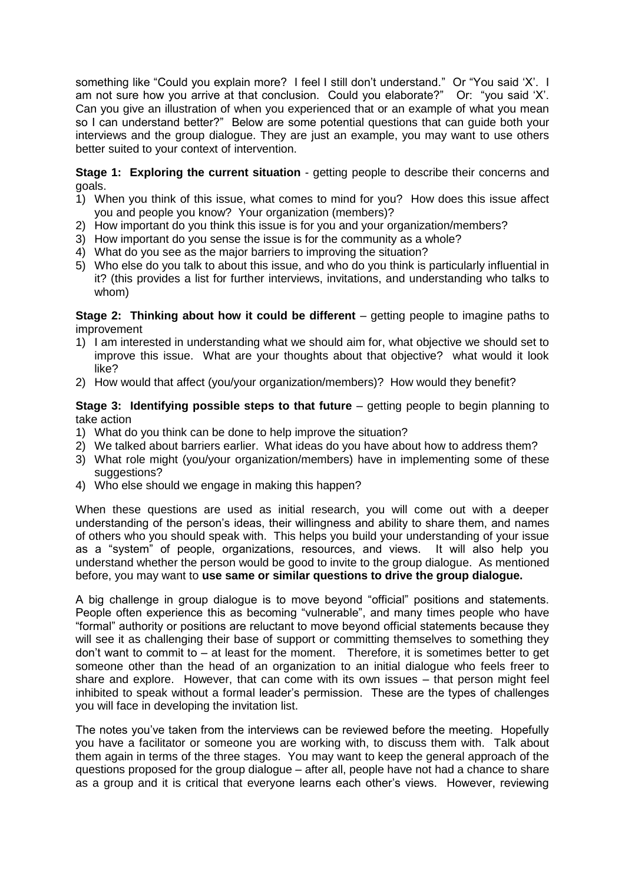something like "Could you explain more? I feel I still don't understand." Or "You said 'X'. I am not sure how you arrive at that conclusion. Could you elaborate?" Or: "you said 'X'. Can you give an illustration of when you experienced that or an example of what you mean so I can understand better?" Below are some potential questions that can guide both your interviews and the group dialogue. They are just an example, you may want to use others better suited to your context of intervention.

**Stage 1: Exploring the current situation** - getting people to describe their concerns and goals.

1) When you think of this issue, what comes to mind for you? How does this issue affect you and people you know? Your organization (members)?
2) How important do you think this issue is for you and your organization/members?
3) How important do you sense the issue is for the community as a whole?
4) What do you see as the major barriers to improving the situation?
5) Who else do you talk to about this issue, and who do you think is particularly influential in it? (this provides a list for further interviews, invitations, and understanding who talks to whom)

**Stage 2: Thinking about how it could be different** – getting people to imagine paths to improvement

1) I am interested in understanding what we should aim for, what objective we should set to improve this issue. What are your thoughts about that objective? what would it look like?
2) How would that affect (you/your organization/members)? How would they benefit?

**Stage 3: Identifying possible steps to that future** – getting people to begin planning to take action

1) What do you think can be done to help improve the situation?
2) We talked about barriers earlier. What ideas do you have about how to address them?
3) What role might (you/your organization/members) have in implementing some of these suggestions?
4) Who else should we engage in making this happen?

When these questions are used as initial research, you will come out with a deeper understanding of the person's ideas, their willingness and ability to share them, and names of others who you should speak with. This helps you build your understanding of your issue as a "system" of people, organizations, resources, and views. It will also help you understand whether the person would be good to invite to the group dialogue. As mentioned before, you may want to **use same or similar questions to drive the group dialogue.**

A big challenge in group dialogue is to move beyond "official" positions and statements. People often experience this as becoming "vulnerable", and many times people who have "formal" authority or positions are reluctant to move beyond official statements because they will see it as challenging their base of support or committing themselves to something they don't want to commit to – at least for the moment. Therefore, it is sometimes better to get someone other than the head of an organization to an initial dialogue who feels freer to share and explore. However, that can come with its own issues – that person might feel inhibited to speak without a formal leader's permission. These are the types of challenges you will face in developing the invitation list.

The notes you've taken from the interviews can be reviewed before the meeting. Hopefully you have a facilitator or someone you are working with, to discuss them with. Talk about them again in terms of the three stages. You may want to keep the general approach of the questions proposed for the group dialogue – after all, people have not had a chance to share as a group and it is critical that everyone learns each other's views. However, reviewing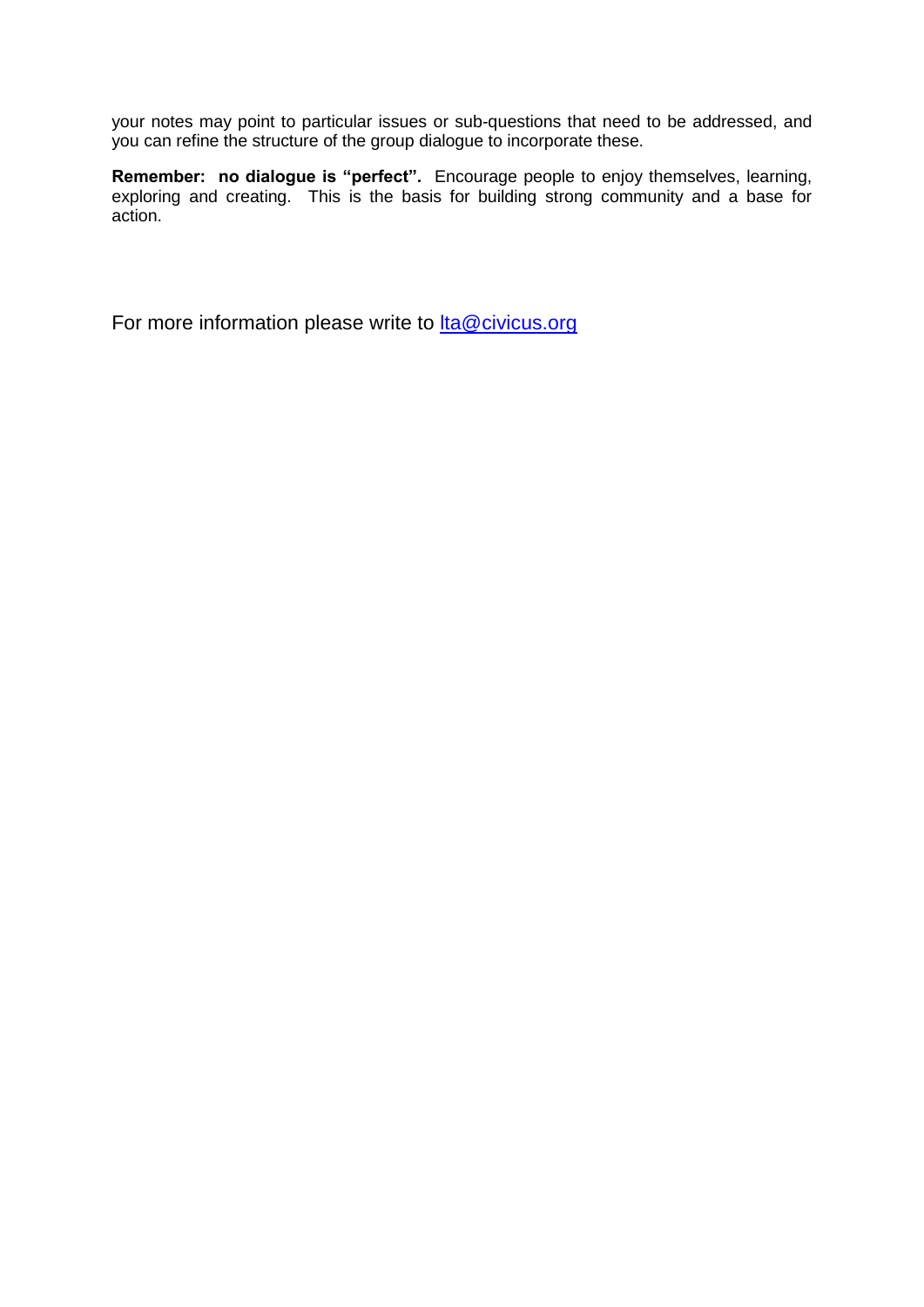your notes may point to particular issues or sub-questions that need to be addressed, and you can refine the structure of the group dialogue to incorporate these.

**Remember: no dialogue is "perfect".** Encourage people to enjoy themselves, learning, exploring and creating. This is the basis for building strong community and a base for action.

For more information please write to lta@civicus.org